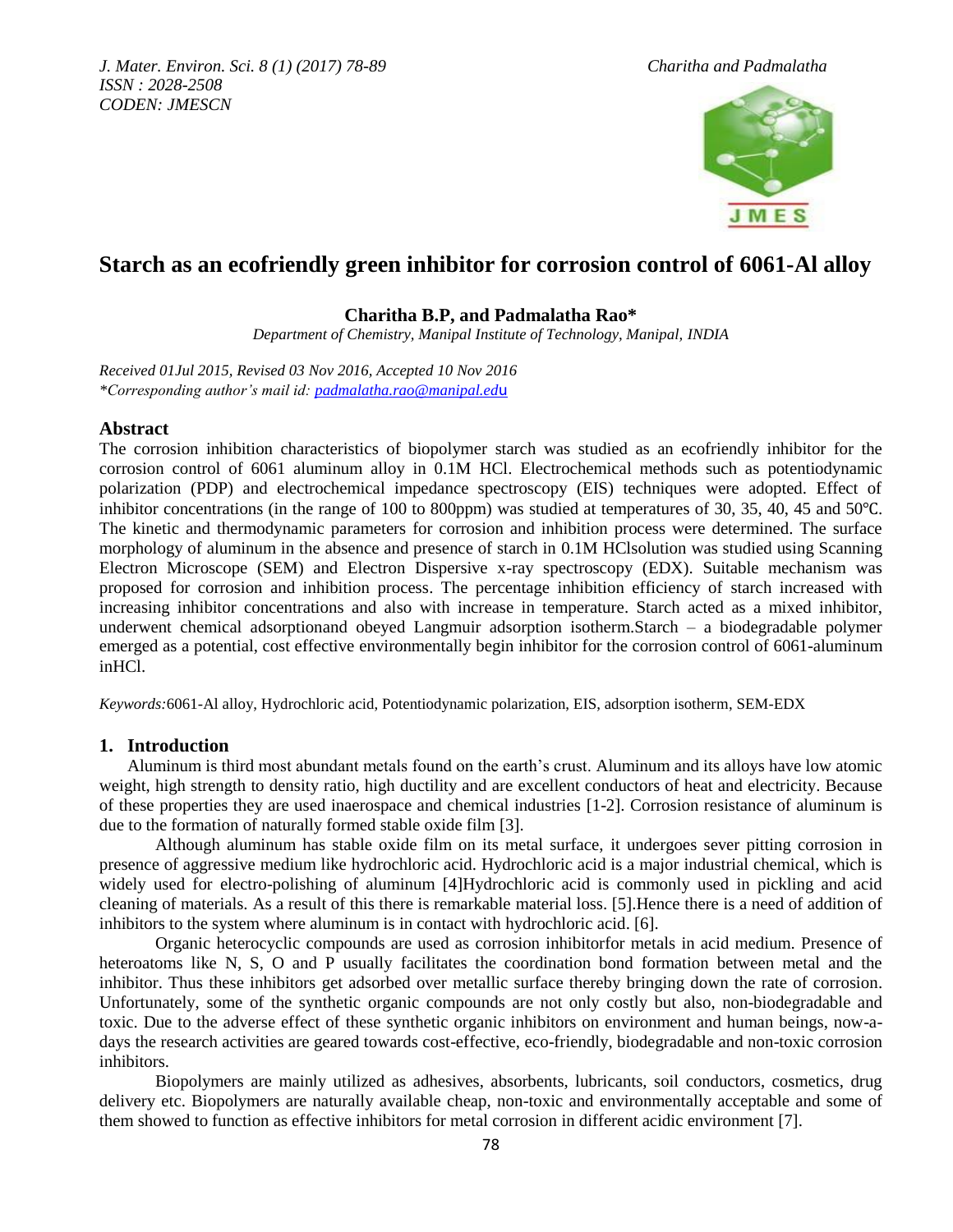# Starch as an ecofriendly green inhibitor for corrosion control of 6061-Al alloy

**Charitha B.P, and Padmalatha Rao***

*Department of Chemistry, Manipal Institute of Technology, Manipal, INDIA*

*Received 01Jul 2015, Revised 03 Nov 2016, Accepted 10 Nov 2016*
*\*Corresponding author's mail id: padmalatha.rao@manipal.edu*

## Abstract

The corrosion inhibition characteristics of biopolymer starch was studied as an ecofriendly inhibitor for the corrosion control of 6061 aluminum alloy in 0.1M HCl. Electrochemical methods such as potentiodynamic polarization (PDP) and electrochemical impedance spectroscopy (EIS) techniques were adopted. Effect of inhibitor concentrations (in the range of 100 to 800ppm) was studied at temperatures of 30, 35, 40, 45 and 50℃. The kinetic and thermodynamic parameters for corrosion and inhibition process were determined. The surface morphology of aluminum in the absence and presence of starch in 0.1M HClsolution was studied using Scanning Electron Microscope (SEM) and Electron Dispersive x-ray spectroscopy (EDX). Suitable mechanism was proposed for corrosion and inhibition process. The percentage inhibition efficiency of starch increased with increasing inhibitor concentrations and also with increase in temperature. Starch acted as a mixed inhibitor, underwent chemical adsorptionand obeyed Langmuir adsorption isotherm.Starch – a biodegradable polymer emerged as a potential, cost effective environmentally begin inhibitor for the corrosion control of 6061-aluminum inHCl.

*Keywords:*6061-Al alloy, Hydrochloric acid, Potentiodynamic polarization, EIS, adsorption isotherm, SEM-EDX

## 1. Introduction

Aluminum is third most abundant metals found on the earth's crust. Aluminum and its alloys have low atomic weight, high strength to density ratio, high ductility and are excellent conductors of heat and electricity. Because of these properties they are used inaerospace and chemical industries [1-2]. Corrosion resistance of aluminum is due to the formation of naturally formed stable oxide film [3].

Although aluminum has stable oxide film on its metal surface, it undergoes sever pitting corrosion in presence of aggressive medium like hydrochloric acid. Hydrochloric acid is a major industrial chemical, which is widely used for electro-polishing of aluminum [4]Hydrochloric acid is commonly used in pickling and acid cleaning of materials. As a result of this there is remarkable material loss. [5].Hence there is a need of addition of inhibitors to the system where aluminum is in contact with hydrochloric acid. [6].

Organic heterocyclic compounds are used as corrosion inhibitorfor metals in acid medium. Presence of heteroatoms like N, S, O and P usually facilitates the coordination bond formation between metal and the inhibitor. Thus these inhibitors get adsorbed over metallic surface thereby bringing down the rate of corrosion. Unfortunately, some of the synthetic organic compounds are not only costly but also, non-biodegradable and toxic. Due to the adverse effect of these synthetic organic inhibitors on environment and human beings, now-a-days the research activities are geared towards cost-effective, eco-friendly, biodegradable and non-toxic corrosion inhibitors.

Biopolymers are mainly utilized as adhesives, absorbents, lubricants, soil conductors, cosmetics, drug delivery etc. Biopolymers are naturally available cheap, non-toxic and environmentally acceptable and some of them showed to function as effective inhibitors for metal corrosion in different acidic environment [7].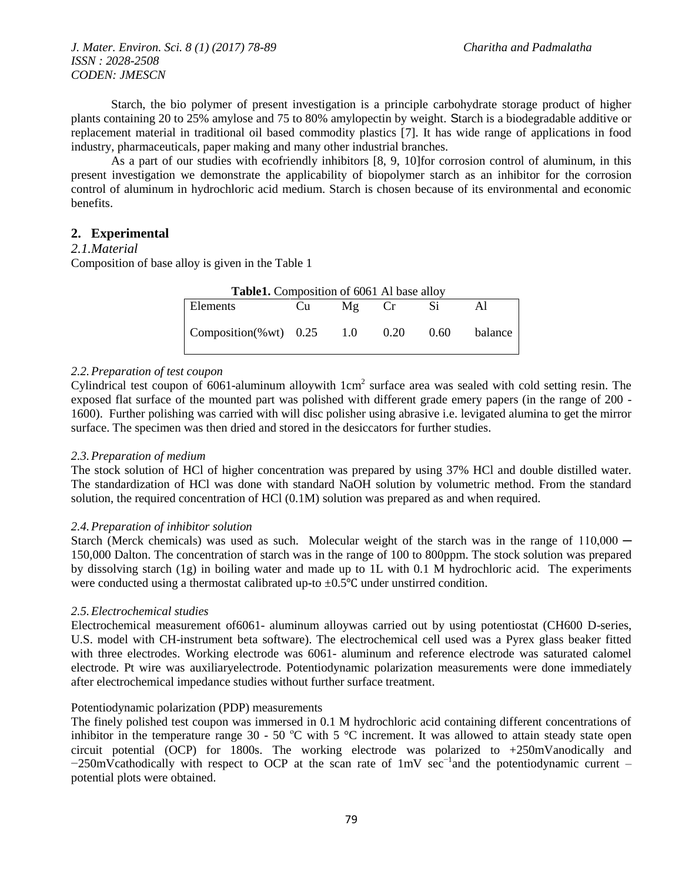Starch, the bio polymer of present investigation is a principle carbohydrate storage product of higher plants containing 20 to 25% amylose and 75 to 80% amylopectin by weight. Starch is a biodegradable additive or replacement material in traditional oil based commodity plastics [7]. It has wide range of applications in food industry, pharmaceuticals, paper making and many other industrial branches.

As a part of our studies with ecofriendly inhibitors [8, 9, 10]for corrosion control of aluminum, in this present investigation we demonstrate the applicability of biopolymer starch as an inhibitor for the corrosion control of aluminum in hydrochloric acid medium. Starch is chosen because of its environmental and economic benefits.

## 2. Experimental

### *2.1.Material*

Composition of base alloy is given in the Table 1

**Table1.** Composition of 6061 Al base alloy

| Elements | Cu | Mg | Cr | Si | Al |
|---|---|---|---|---|---|
| Composition(%wt) | 0.25 | 1.0 | 0.20 | 0.60 | balance |

### *2.2. Preparation of test coupon*

Cylindrical test coupon of 6061-aluminum alloywith 1cm$^2$ surface area was sealed with cold setting resin. The exposed flat surface of the mounted part was polished with different grade emery papers (in the range of 200 - 1600). Further polishing was carried with will disc polisher using abrasive i.e. levigated alumina to get the mirror surface. The specimen was then dried and stored in the desiccators for further studies.

### *2.3. Preparation of medium*

The stock solution of HCl of higher concentration was prepared by using 37% HCl and double distilled water. The standardization of HCl was done with standard NaOH solution by volumetric method. From the standard solution, the required concentration of HCl (0.1M) solution was prepared as and when required.

### *2.4. Preparation of inhibitor solution*

Starch (Merck chemicals) was used as such. Molecular weight of the starch was in the range of 110,000 – 150,000 Dalton. The concentration of starch was in the range of 100 to 800ppm. The stock solution was prepared by dissolving starch (1g) in boiling water and made up to 1L with 0.1 M hydrochloric acid. The experiments were conducted using a thermostat calibrated up-to ±0.5°C under unstirred condition.

### *2.5. Electrochemical studies*

Electrochemical measurement of6061- aluminum alloywas carried out by using potentiostat (CH600 D-series, U.S. model with CH-instrument beta software). The electrochemical cell used was a Pyrex glass beaker fitted with three electrodes. Working electrode was 6061- aluminum and reference electrode was saturated calomel electrode. Pt wire was auxiliaryelectrode. Potentiodynamic polarization measurements were done immediately after electrochemical impedance studies without further surface treatment.

Potentiodynamic polarization (PDP) measurements

The finely polished test coupon was immersed in 0.1 M hydrochloric acid containing different concentrations of inhibitor in the temperature range 30 - 50 $^{o}$C with 5 °C increment. It was allowed to attain steady state open circuit potential (OCP) for 1800s. The working electrode was polarized to +250mVanodically and −250mVcathodically with respect to OCP at the scan rate of 1mV sec$^{-1}$and the potentiodynamic current – potential plots were obtained.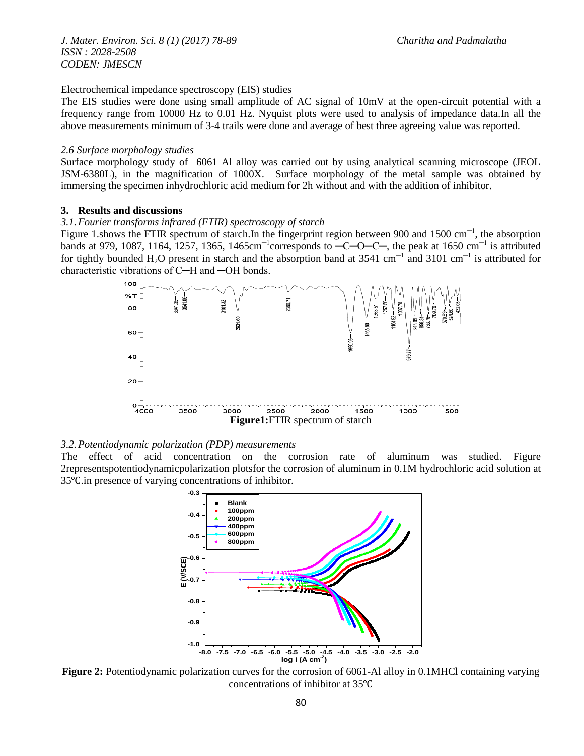Electrochemical impedance spectroscopy (EIS) studies

The EIS studies were done using small amplitude of AC signal of 10mV at the open-circuit potential with a frequency range from 10000 Hz to 0.01 Hz. Nyquist plots were used to analysis of impedance data.In all the above measurements minimum of 3-4 trails were done and average of best three agreeing value was reported.

*2.6 Surface morphology studies*

Surface morphology study of 6061 Al alloy was carried out by using analytical scanning microscope (JEOL JSM-6380L), in the magnification of 1000X. Surface morphology of the metal sample was obtained by immersing the specimen inhydrochloric acid medium for 2h without and with the addition of inhibitor.

## 3. Results and discussions

*3.1. Fourier transforms infrared (FTIR) spectroscopy of starch*

Figure 1.shows the FTIR spectrum of starch.In the fingerprint region between 900 and 1500 cm$^{-1}$, the absorption bands at 979, 1087, 1164, 1257, 1365, 1465cm$^{-1}$corresponds to ─C─O─C─, the peak at 1650 cm$^{-1}$ is attributed for tightly bounded $H_2O$ present in starch and the absorption band at 3541 cm$^{-1}$ and 3101 cm$^{-1}$ is attributed for characteristic vibrations of C─H and ─OH bonds.

**Figure1:**FTIR spectrum of starch

*3.2. Potentiodynamic polarization (PDP) measurements*

The effect of acid concentration on the corrosion rate of aluminum was studied. Figure 2representspotentiodynamicpolarization plotsfor the corrosion of aluminum in 0.1M hydrochloric acid solution at 35℃.in presence of varying concentrations of inhibitor.

**Figure 2:** Potentiodynamic polarization curves for the corrosion of 6061-Al alloy in 0.1MHCl containing varying concentrations of inhibitor at 35℃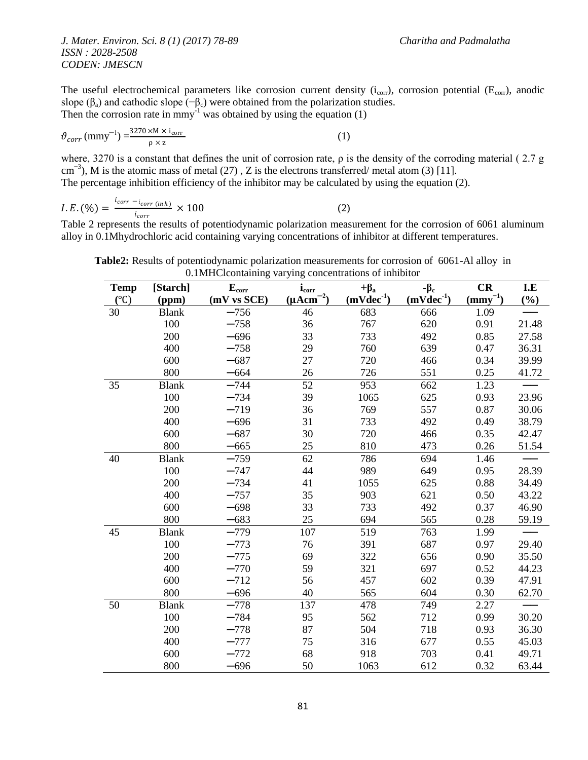The useful electrochemical parameters like corrosion current density ($i_{corr}$), corrosion potential ($E_{corr}$), anodic slope ($\beta_a$) and cathodic slope ($-\beta_c$) were obtained from the polarization studies.
Then the corrosion rate in mmy$^{-1}$ was obtained by using the equation (1)

$$\vartheta_{corr}\,(\text{mmy}^{-1}) = \frac{3270 \times M \times i_{corr}}{\rho \times z} \qquad (1)$$

where, 3270 is a constant that defines the unit of corrosion rate, ρ is the density of the corroding material ( 2.7 g cm$^{-3}$), M is the atomic mass of metal (27) , Z is the electrons transferred/ metal atom (3) [11].
The percentage inhibition efficiency of the inhibitor may be calculated by using the equation (2).

$$I.E.(\%) = \frac{i_{corr} - i_{corr\,(inh)}}{i_{corr}} \times 100 \qquad (2)$$

Table 2 represents the results of potentiodynamic polarization measurement for the corrosion of 6061 aluminum alloy in 0.1Mhydrochloric acid containing varying concentrations of inhibitor at different temperatures.

**Table2:** Results of potentiodynamic polarization measurements for corrosion of 6061-Al alloy in 0.1MHClcontaining varying concentrations of inhibitor

| Temp (℃) | [Starch] (ppm) | $E_{corr}$ (mV vs SCE) | $i_{corr}$ (μAcm$^{-2}$) | $+\beta_a$ (mVdec$^{-1}$) | $-\beta_c$ (mVdec$^{-1}$) | CR (mmy$^{-1}$) | I.E (%) |
|---|---|---|---|---|---|---|---|
| 30 | Blank | −756 | 46 | 683 | 666 | 1.09 | — |
| | 100 | −758 | 36 | 767 | 620 | 0.91 | 21.48 |
| | 200 | −696 | 33 | 733 | 492 | 0.85 | 27.58 |
| | 400 | −758 | 29 | 760 | 639 | 0.47 | 36.31 |
| | 600 | −687 | 27 | 720 | 466 | 0.34 | 39.99 |
| | 800 | −664 | 26 | 726 | 551 | 0.25 | 41.72 |
| 35 | Blank | −744 | 52 | 953 | 662 | 1.23 | — |
| | 100 | −734 | 39 | 1065 | 625 | 0.93 | 23.96 |
| | 200 | −719 | 36 | 769 | 557 | 0.87 | 30.06 |
| | 400 | −696 | 31 | 733 | 492 | 0.49 | 38.79 |
| | 600 | −687 | 30 | 720 | 466 | 0.35 | 42.47 |
| | 800 | −665 | 25 | 810 | 473 | 0.26 | 51.54 |
| 40 | Blank | −759 | 62 | 786 | 694 | 1.46 | — |
| | 100 | −747 | 44 | 989 | 649 | 0.95 | 28.39 |
| | 200 | −734 | 41 | 1055 | 625 | 0.88 | 34.49 |
| | 400 | −757 | 35 | 903 | 621 | 0.50 | 43.22 |
| | 600 | −698 | 33 | 733 | 492 | 0.37 | 46.90 |
| | 800 | −683 | 25 | 694 | 565 | 0.28 | 59.19 |
| 45 | Blank | −779 | 107 | 519 | 763 | 1.99 | — |
| | 100 | −773 | 76 | 391 | 687 | 0.97 | 29.40 |
| | 200 | −775 | 69 | 322 | 656 | 0.90 | 35.50 |
| | 400 | −770 | 59 | 321 | 697 | 0.52 | 44.23 |
| | 600 | −712 | 56 | 457 | 602 | 0.39 | 47.91 |
| | 800 | −696 | 40 | 565 | 604 | 0.30 | 62.70 |
| 50 | Blank | −778 | 137 | 478 | 749 | 2.27 | — |
| | 100 | −784 | 95 | 562 | 712 | 0.99 | 30.20 |
| | 200 | −778 | 87 | 504 | 718 | 0.93 | 36.30 |
| | 400 | −777 | 75 | 316 | 677 | 0.55 | 45.03 |
| | 600 | −772 | 68 | 918 | 703 | 0.41 | 49.71 |
| | 800 | −696 | 50 | 1063 | 612 | 0.32 | 63.44 |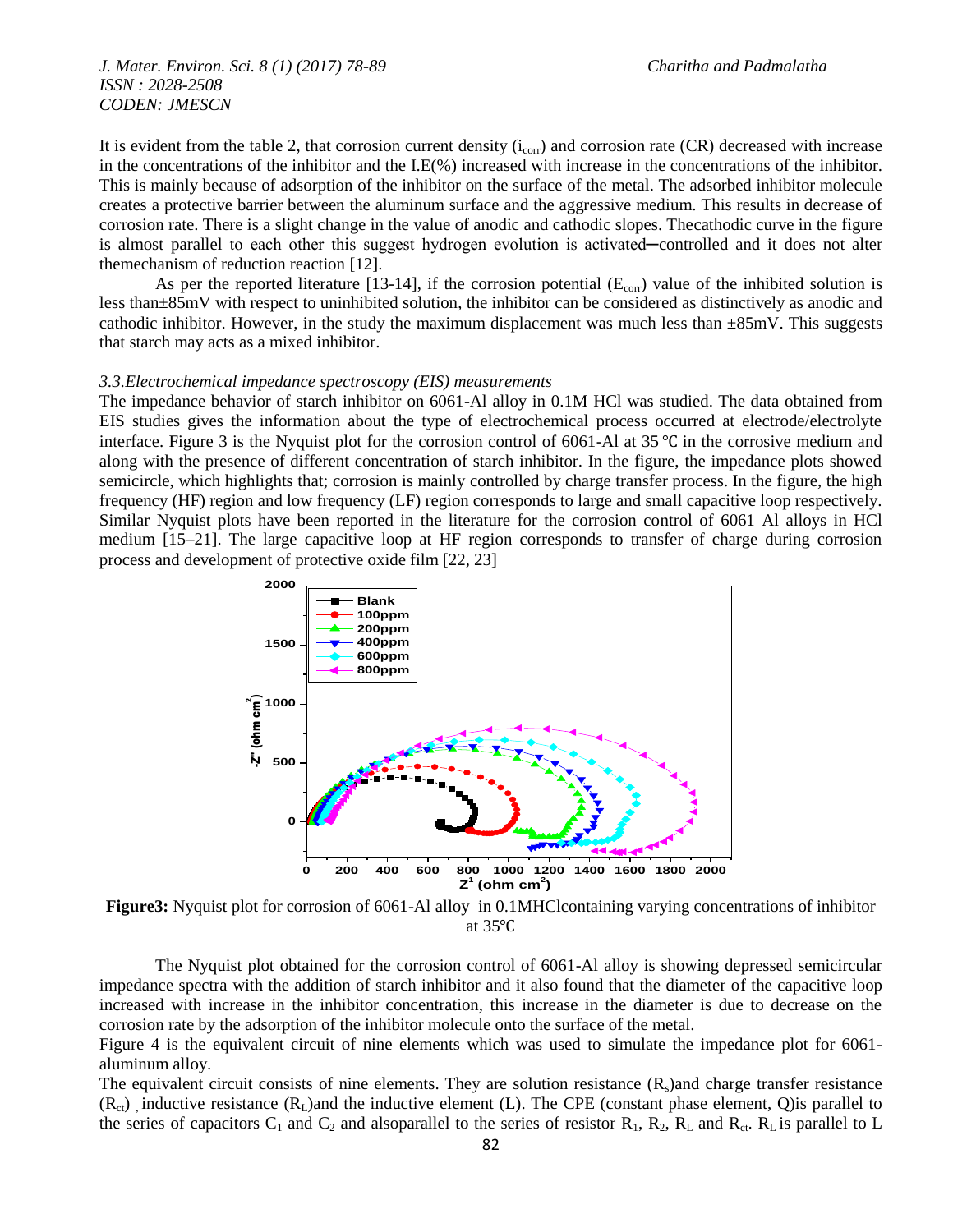It is evident from the table 2, that corrosion current density ($i_{corr}$) and corrosion rate (CR) decreased with increase in the concentrations of the inhibitor and the I.E(%) increased with increase in the concentrations of the inhibitor. This is mainly because of adsorption of the inhibitor on the surface of the metal. The adsorbed inhibitor molecule creates a protective barrier between the aluminum surface and the aggressive medium. This results in decrease of corrosion rate. There is a slight change in the value of anodic and cathodic slopes. Thecathodic curve in the figure is almost parallel to each other this suggest hydrogen evolution is activated─controlled and it does not alter themechanism of reduction reaction [12].

As per the reported literature [13-14], if the corrosion potential ($E_{corr}$) value of the inhibited solution is less than±85mV with respect to uninhibited solution, the inhibitor can be considered as distinctively as anodic and cathodic inhibitor. However, in the study the maximum displacement was much less than ±85mV. This suggests that starch may acts as a mixed inhibitor.

### *3.3.Electrochemical impedance spectroscopy (EIS) measurements*

The impedance behavior of starch inhibitor on 6061-Al alloy in 0.1M HCl was studied. The data obtained from EIS studies gives the information about the type of electrochemical process occurred at electrode/electrolyte interface. Figure 3 is the Nyquist plot for the corrosion control of 6061-Al at 35 ℃ in the corrosive medium and along with the presence of different concentration of starch inhibitor. In the figure, the impedance plots showed semicircle, which highlights that; corrosion is mainly controlled by charge transfer process. In the figure, the high frequency (HF) region and low frequency (LF) region corresponds to large and small capacitive loop respectively. Similar Nyquist plots have been reported in the literature for the corrosion control of 6061 Al alloys in HCl medium [15–21]. The large capacitive loop at HF region corresponds to transfer of charge during corrosion process and development of protective oxide film [22, 23]

**Figure3:** Nyquist plot for corrosion of 6061-Al alloy in 0.1MHClcontaining varying concentrations of inhibitor at 35℃

The Nyquist plot obtained for the corrosion control of 6061-Al alloy is showing depressed semicircular impedance spectra with the addition of starch inhibitor and it also found that the diameter of the capacitive loop increased with increase in the inhibitor concentration, this increase in the diameter is due to decrease on the corrosion rate by the adsorption of the inhibitor molecule onto the surface of the metal.

Figure 4 is the equivalent circuit of nine elements which was used to simulate the impedance plot for 6061-aluminum alloy.

The equivalent circuit consists of nine elements. They are solution resistance ($R_s$)and charge transfer resistance ($R_{ct}$) , inductive resistance ($R_L$)and the inductive element (L). The CPE (constant phase element, Q)is parallel to the series of capacitors $C_1$ and $C_2$ and alsoparallel to the series of resistor $R_1$, $R_2$, $R_L$ and $R_{ct}$. $R_L$ is parallel to L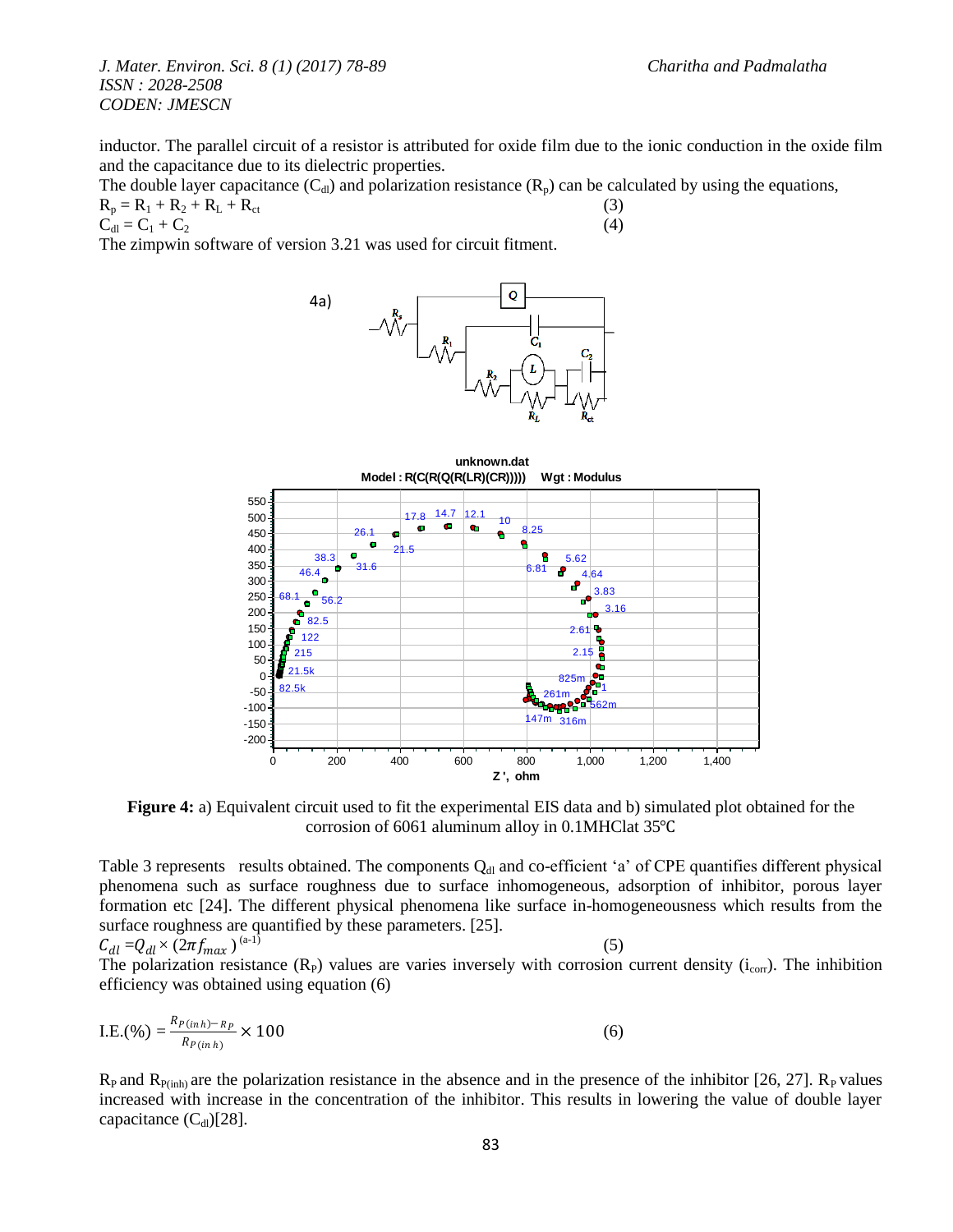inductor. The parallel circuit of a resistor is attributed for oxide film due to the ionic conduction in the oxide film and the capacitance due to its dielectric properties.

The double layer capacitance ($C_{dl}$) and polarization resistance ($R_p$) can be calculated by using the equations,

$$R_p = R_1 + R_2 + R_L + R_{ct} \quad (3)$$

$$C_{dl} = C_1 + C_2 \quad (4)$$

The zimpwin software of version 3.21 was used for circuit fitment.

**Figure 4:** a) Equivalent circuit used to fit the experimental EIS data and b) simulated plot obtained for the corrosion of 6061 aluminum alloy in 0.1MHClat 35℃

Table 3 represents results obtained. The components $Q_{dl}$ and co-efficient 'a' of CPE quantifies different physical phenomena such as surface roughness due to surface inhomogeneous, adsorption of inhibitor, porous layer formation etc [24]. The different physical phenomena like surface in-homogeneousness which results from the surface roughness are quantified by these parameters. [25].

$$C_{dl} = Q_{dl} \times (2\pi f_{max})^{(a-1)} \quad (5)$$

The polarization resistance ($R_P$) values are varies inversely with corrosion current density ($i_{corr}$). The inhibition efficiency was obtained using equation (6)

$$\text{I.E.}(\%) = \frac{R_{P(inh)} - R_P}{R_{P(inh)}} \times 100 \quad (6)$$

$R_P$ and $R_{P(inh)}$ are the polarization resistance in the absence and in the presence of the inhibitor [26, 27]. $R_P$ values increased with increase in the concentration of the inhibitor. This results in lowering the value of double layer capacitance ($C_{dl}$)[28].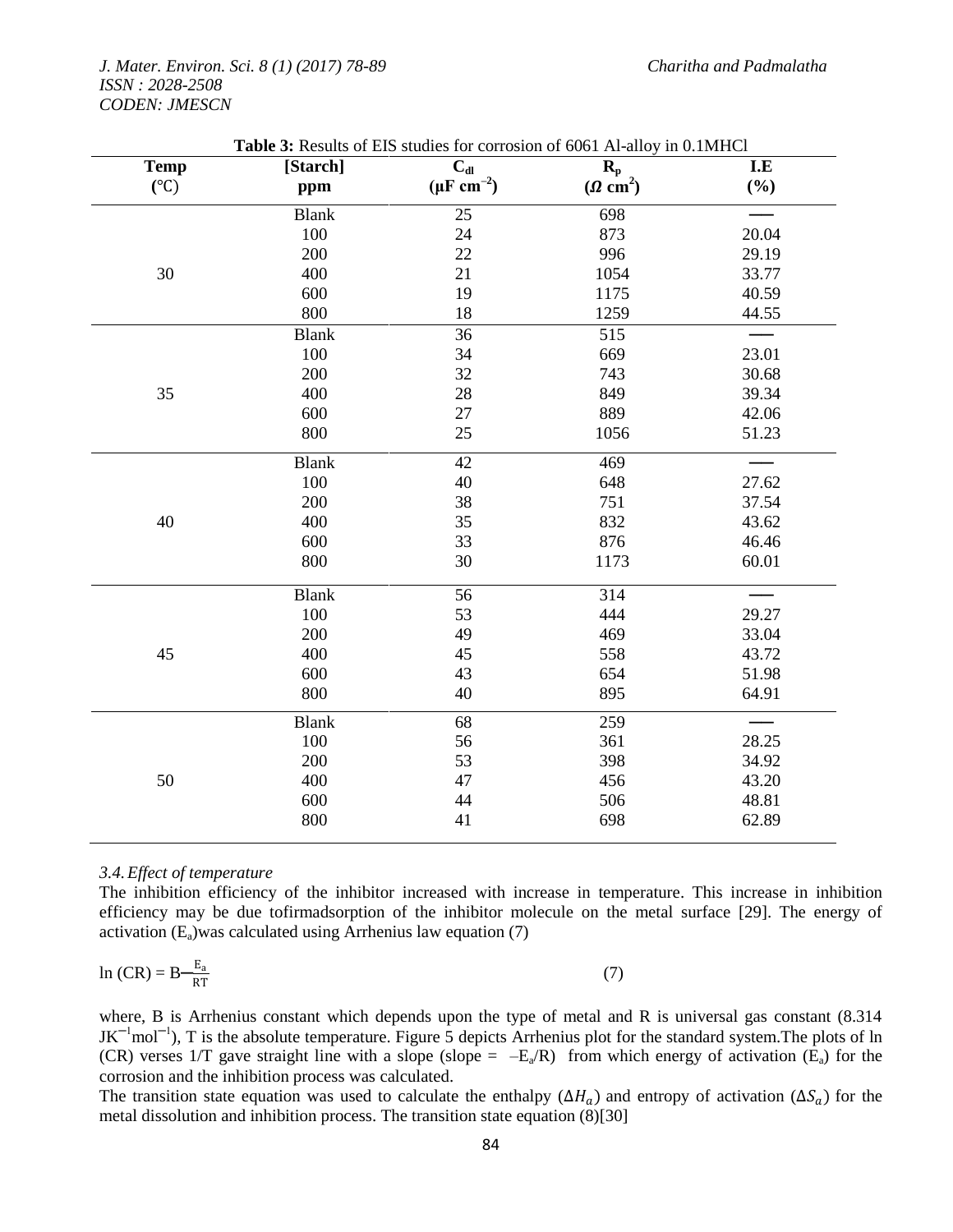**Table 3:** Results of EIS studies for corrosion of 6061 Al-alloy in 0.1MHCl

| Temp (℃) | [Starch] ppm | $C_{dl}$ ($\mu F\ cm^{-2}$) | $R_p$ ($\Omega\ cm^2$) | I.E (%) |
|---|---|---|---|---|
| 30 | Blank | 25 | 698 | — |
| | 100 | 24 | 873 | 20.04 |
| | 200 | 22 | 996 | 29.19 |
| | 400 | 21 | 1054 | 33.77 |
| | 600 | 19 | 1175 | 40.59 |
| | 800 | 18 | 1259 | 44.55 |
| 35 | Blank | 36 | 515 | — |
| | 100 | 34 | 669 | 23.01 |
| | 200 | 32 | 743 | 30.68 |
| | 400 | 28 | 849 | 39.34 |
| | 600 | 27 | 889 | 42.06 |
| | 800 | 25 | 1056 | 51.23 |
| 40 | Blank | 42 | 469 | — |
| | 100 | 40 | 648 | 27.62 |
| | 200 | 38 | 751 | 37.54 |
| | 400 | 35 | 832 | 43.62 |
| | 600 | 33 | 876 | 46.46 |
| | 800 | 30 | 1173 | 60.01 |
| 45 | Blank | 56 | 314 | — |
| | 100 | 53 | 444 | 29.27 |
| | 200 | 49 | 469 | 33.04 |
| | 400 | 45 | 558 | 43.72 |
| | 600 | 43 | 654 | 51.98 |
| | 800 | 40 | 895 | 64.91 |
| 50 | Blank | 68 | 259 | — |
| | 100 | 56 | 361 | 28.25 |
| | 200 | 53 | 398 | 34.92 |
| | 400 | 47 | 456 | 43.20 |
| | 600 | 44 | 506 | 48.81 |
| | 800 | 41 | 698 | 62.89 |

### *3.4. Effect of temperature*

The inhibition efficiency of the inhibitor increased with increase in temperature. This increase in inhibition efficiency may be due tofirmadsorption of the inhibitor molecule on the metal surface [29]. The energy of activation ($E_a$)was calculated using Arrhenius law equation (7)

$$\ln (CR) = B - \frac{E_a}{RT} \quad (7)$$

where, B is Arrhenius constant which depends upon the type of metal and R is universal gas constant (8.314 $JK^{-1}mol^{-1}$), T is the absolute temperature. Figure 5 depicts Arrhenius plot for the standard system.The plots of ln (CR) verses 1/T gave straight line with a slope (slope = $-E_a/R$) from which energy of activation ($E_a$) for the corrosion and the inhibition process was calculated.

The transition state equation was used to calculate the enthalpy ($\Delta H_a$) and entropy of activation ($\Delta S_a$) for the metal dissolution and inhibition process. The transition state equation (8)[30]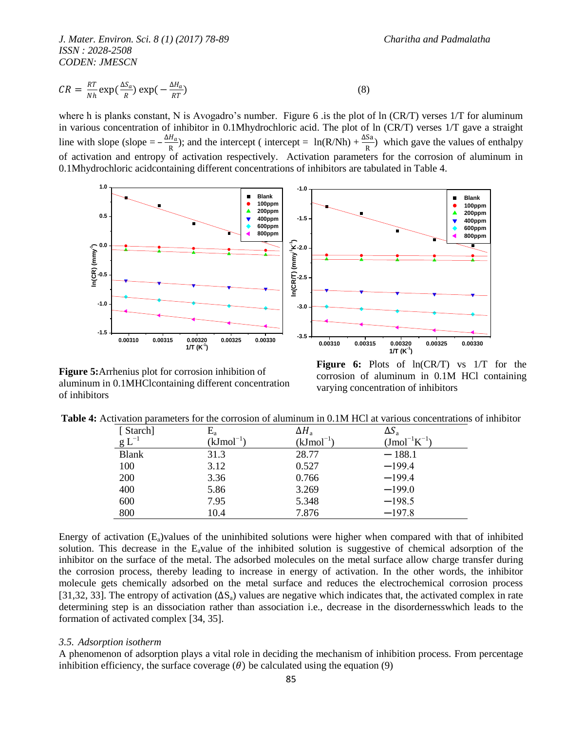$$CR = \frac{RT}{Nh} \exp\left(\frac{\Delta S_a}{R}\right) \exp\left(-\frac{\Delta H_a}{RT}\right) \quad (8)$$

where h is planks constant, N is Avogadro's number. Figure 6 .is the plot of ln (CR/T) verses 1/T for aluminum in various concentration of inhibitor in 0.1Mhydrochloric acid. The plot of ln (CR/T) verses 1/T gave a straight line with slope (slope $= -\frac{\Delta H_a}{R}$); and the intercept ( intercept $= \ln(R/Nh) + \frac{\Delta Sa}{R}$) which gave the values of enthalpy of activation and entropy of activation respectively. Activation parameters for the corrosion of aluminum in 0.1Mhydrochloric acidcontaining different concentrations of inhibitors are tabulated in Table 4.

**Figure 5:** Arrhenius plot for corrosion inhibition of aluminum in 0.1MHClcontaining different concentration of inhibitors

**Figure 6:** Plots of ln(CR/T) vs 1/T for the corrosion of aluminum in 0.1M HCl containing varying concentration of inhibitors

**Table 4:** Activation parameters for the corrosion of aluminum in 0.1M HCl at various concentrations of inhibitor

| [ Starch] g $L^{-1}$ | $E_a$ ($kJmol^{-1}$) | $\Delta H_a$ ($kJmol^{-1}$) | $\Delta S_a$ ($Jmol^{-1}K^{-1}$) |
|---|---|---|---|
| Blank | 31.3 | 28.77 | −188.1 |
| 100 | 3.12 | 0.527 | −199.4 |
| 200 | 3.36 | 0.766 | −199.4 |
| 400 | 5.86 | 3.269 | −199.0 |
| 600 | 7.95 | 5.348 | −198.5 |
| 800 | 10.4 | 7.876 | −197.8 |

Energy of activation ($E_a$)values of the uninhibited solutions were higher when compared with that of inhibited solution. This decrease in the $E_a$value of the inhibited solution is suggestive of chemical adsorption of the inhibitor on the surface of the metal. The adsorbed molecules on the metal surface allow charge transfer during the corrosion process, thereby leading to increase in energy of activation. In the other words, the inhibitor molecule gets chemically adsorbed on the metal surface and reduces the electrochemical corrosion process [31,32, 33]. The entropy of activation ($\Delta S_a$) values are negative which indicates that, the activated complex in rate determining step is an dissociation rather than association i.e., decrease in the disordernesswhich leads to the formation of activated complex [34, 35].

### *3.5. Adsorption isotherm*

A phenomenon of adsorption plays a vital role in deciding the mechanism of inhibition process. From percentage inhibition efficiency, the surface coverage ($\theta$) be calculated using the equation (9)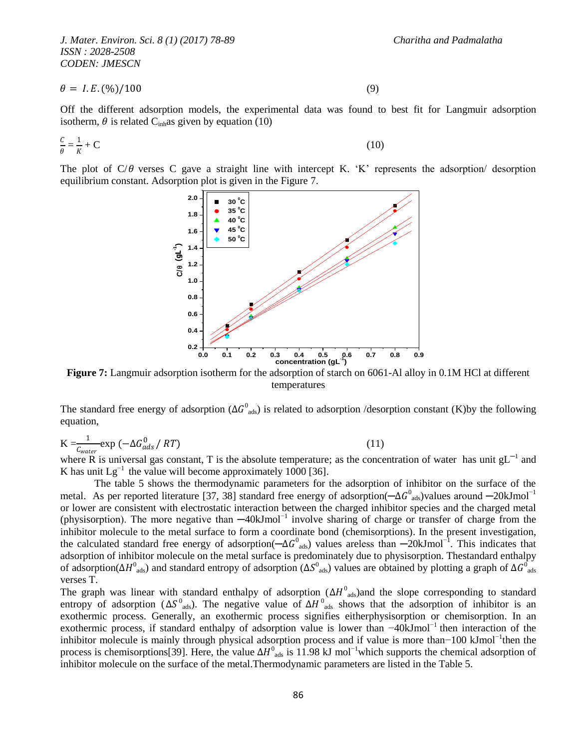$$\theta = I.E.(\%)/100 \quad (9)$$

Off the different adsorption models, the experimental data was found to best fit for Langmuir adsorption isotherm, $\theta$ is related $C_{inh}$as given by equation (10)

$$\frac{C}{\theta} = \frac{1}{K} + C \quad (10)$$

The plot of C/$\theta$ verses C gave a straight line with intercept K. 'K' represents the adsorption/ desorption equilibrium constant. Adsorption plot is given in the Figure 7.

**Figure 7:** Langmuir adsorption isotherm for the adsorption of starch on 6061-Al alloy in 0.1M HCl at different temperatures

The standard free energy of adsorption ($\Delta G^0_{ads}$) is related to adsorption /desorption constant (K)by the following equation,

$$K = \frac{1}{C_{water}} \exp\left(-\Delta G^0_{ads} / RT\right) \quad (11)$$

where R is universal gas constant, T is the absolute temperature; as the concentration of water has unit $gL^{-1}$ and K has unit $Lg^{-1}$ the value will become approximately 1000 [36].

The table 5 shows the thermodynamic parameters for the adsorption of inhibitor on the surface of the metal. As per reported literature [37, 38] standard free energy of adsorption($-\Delta G^0_{ads}$)values around $-20 kJmol^{-1}$ or lower are consistent with electrostatic interaction between the charged inhibitor species and the charged metal (physisorption). The more negative than $-40 kJmol^{-1}$ involve sharing of charge or transfer of charge from the inhibitor molecule to the metal surface to form a coordinate bond (chemisorptions). In the present investigation, the calculated standard free energy of adsorption($-\Delta G^0_{ads}$) values areless than $-20 kJmol^{-1}$. This indicates that adsorption of inhibitor molecule on the metal surface is predominately due to physisorption. Thestandard enthalpy of adsorption($\Delta H^0_{ads}$) and standard entropy of adsorption ($\Delta S^0_{ads}$) values are obtained by plotting a graph of $\Delta G^0_{ads}$ verses T.

The graph was linear with standard enthalpy of adsorption ($\Delta H^0_{ads}$)and the slope corresponding to standard entropy of adsorption ($\Delta S^0_{ads}$). The negative value of $\Delta H^0_{ads}$ shows that the adsorption of inhibitor is an exothermic process. Generally, an exothermic process signifies eitherphysisorption or chemisorption. In an exothermic process, if standard enthalpy of adsorption value is lower than $-40 kJmol^{-1}$ then interaction of the inhibitor molecule is mainly through physical adsorption process and if value is more than$-100 kJmol^{-1}$then the process is chemisorptions[39]. Here, the value $\Delta H^0_{ads}$ is 11.98 kJ $mol^{-1}$which supports the chemical adsorption of inhibitor molecule on the surface of the metal.Thermodynamic parameters are listed in the Table 5.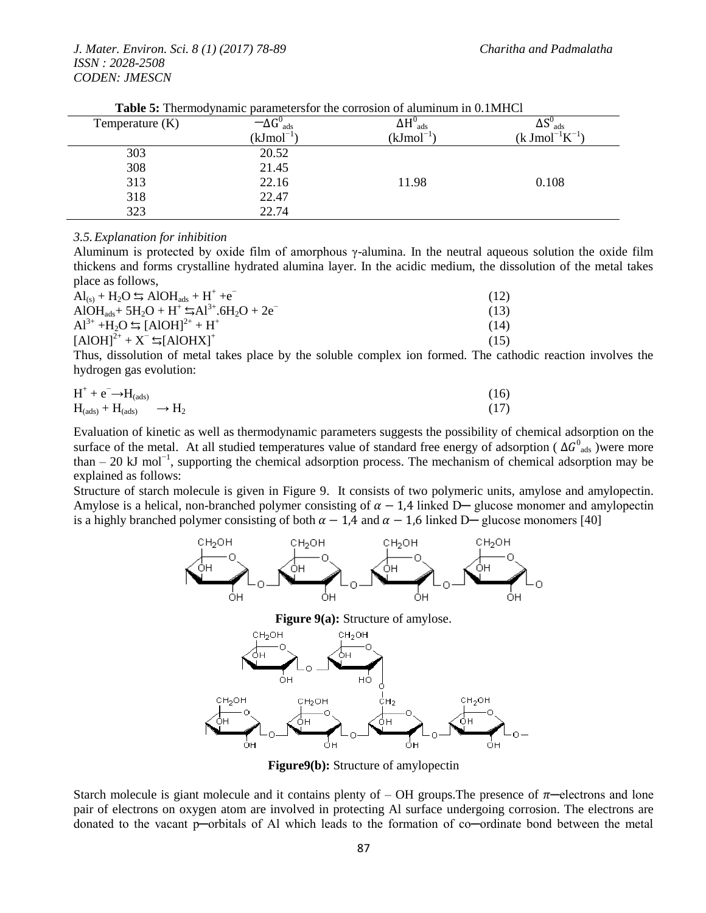**Table 5:** Thermodynamic parametersfor the corrosion of aluminum in 0.1MHCl

| Temperature (K) | $-\Delta G^0_{ads}$ ($kJmol^{-1}$) | $\Delta H^0_{ads}$ ($kJmol^{-1}$) | $\Delta S^0_{ads}$ ($k\ Jmol^{-1}K^{-1}$) |
|---|---|---|---|
| 303 | 20.52 | | |
| 308 | 21.45 | | |
| 313 | 22.16 | 11.98 | 0.108 |
| 318 | 22.47 | | |
| 323 | 22.74 | | |

### *3.5. Explanation for inhibition*

Aluminum is protected by oxide film of amorphous γ-alumina. In the neutral aqueous solution the oxide film thickens and forms crystalline hydrated alumina layer. In the acidic medium, the dissolution of the metal takes place as follows,

$$Al_{(s)} + H_2O \leftrightharpoons AlOH_{ads} + H^+ + e^- \quad (12)$$

$$AlOH_{ads} + 5H_2O + H^+ \leftrightharpoons Al^{3+}.6H_2O + 2e^- \quad (13)$$

$$Al^{3+} + H_2O \leftrightharpoons [AlOH]^{2+} + H^+ \quad (14)$$

$$[AlOH]^{2+} + X^- \leftrightharpoons [AlOHX]^+ \quad (15)$$

Thus, dissolution of metal takes place by the soluble complex ion formed. The cathodic reaction involves the hydrogen gas evolution:

$$H^+ + e^- \rightarrow H_{(ads)} \quad (16)$$

$$H_{(ads)} + H_{(ads)} \rightarrow H_2 \quad (17)$$

Evaluation of kinetic as well as thermodynamic parameters suggests the possibility of chemical adsorption on the surface of the metal. At all studied temperatures value of standard free energy of adsorption ( $\Delta G^0_{ads}$ )were more than – 20 kJ $mol^{-1}$, supporting the chemical adsorption process. The mechanism of chemical adsorption may be explained as follows:

Structure of starch molecule is given in Figure 9. It consists of two polymeric units, amylose and amylopectin. Amylose is a helical, non-branched polymer consisting of $\alpha - 1,4$ linked D─ glucose monomer and amylopectin is a highly branched polymer consisting of both $\alpha - 1,4$ and $\alpha - 1,6$ linked D─ glucose monomers [40]

**Figure 9(a):** Structure of amylose.

**Figure9(b):** Structure of amylopectin

Starch molecule is giant molecule and it contains plenty of – OH groups.The presence of $\pi$─electrons and lone pair of electrons on oxygen atom are involved in protecting Al surface undergoing corrosion. The electrons are donated to the vacant p─orbitals of Al which leads to the formation of co─ordinate bond between the metal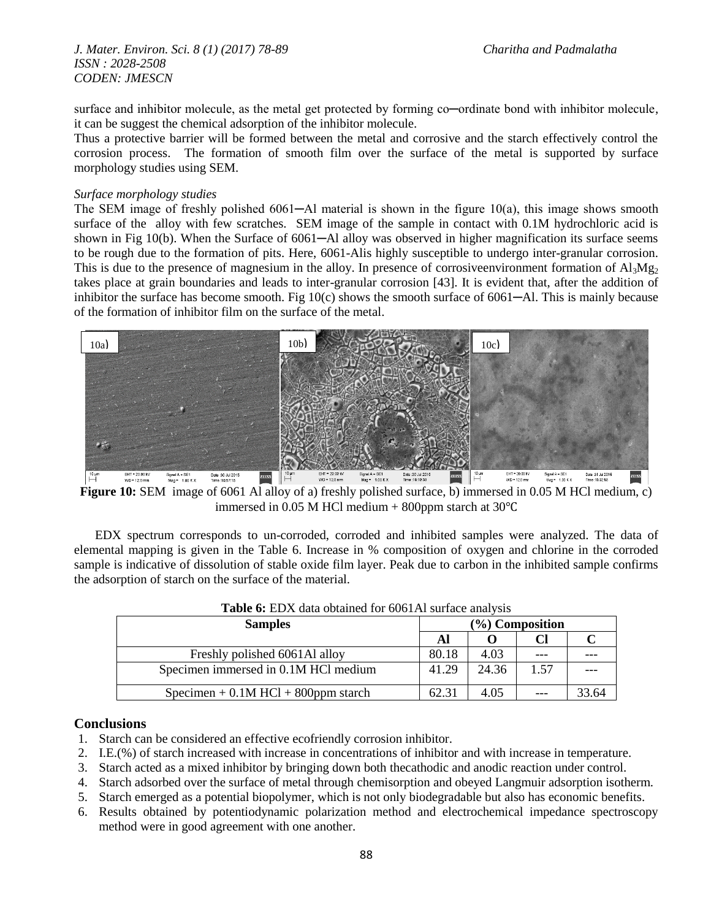surface and inhibitor molecule, as the metal get protected by forming co─ordinate bond with inhibitor molecule, it can be suggest the chemical adsorption of the inhibitor molecule.

Thus a protective barrier will be formed between the metal and corrosive and the starch effectively control the corrosion process. The formation of smooth film over the surface of the metal is supported by surface morphology studies using SEM.

*Surface morphology studies*

The SEM image of freshly polished 6061─Al material is shown in the figure 10(a), this image shows smooth surface of the alloy with few scratches. SEM image of the sample in contact with 0.1M hydrochloric acid is shown in Fig 10(b). When the Surface of 6061─Al alloy was observed in higher magnification its surface seems to be rough due to the formation of pits. Here, 6061-Alis highly susceptible to undergo inter-granular corrosion. This is due to the presence of magnesium in the alloy. In presence of corrosiveenvironment formation of $Al_3Mg_2$ takes place at grain boundaries and leads to inter-granular corrosion [43]. It is evident that, after the addition of inhibitor the surface has become smooth. Fig 10(c) shows the smooth surface of 6061─Al. This is mainly because of the formation of inhibitor film on the surface of the metal.

**Figure 10:** SEM image of 6061 Al alloy of a) freshly polished surface, b) immersed in 0.05 M HCl medium, c) immersed in 0.05 M HCl medium + 800ppm starch at 30℃

EDX spectrum corresponds to un-corroded, corroded and inhibited samples were analyzed. The data of elemental mapping is given in the Table 6. Increase in % composition of oxygen and chlorine in the corroded sample is indicative of dissolution of stable oxide film layer. Peak due to carbon in the inhibited sample confirms the adsorption of starch on the surface of the material.

**Table 6:** EDX data obtained for 6061Al surface analysis

| Samples | (%) Composition | | | |
|---|---|---|---|---|
| | Al | O | Cl | C |
| Freshly polished 6061Al alloy | 80.18 | 4.03 | --- | --- |
| Specimen immersed in 0.1M HCl medium | 41.29 | 24.36 | 1.57 | --- |
| Specimen + 0.1M HCl + 800ppm starch | 62.31 | 4.05 | --- | 33.64 |

## Conclusions

1. Starch can be considered an effective ecofriendly corrosion inhibitor.
2. I.E.(%) of starch increased with increase in concentrations of inhibitor and with increase in temperature.
3. Starch acted as a mixed inhibitor by bringing down both thecathodic and anodic reaction under control.
4. Starch adsorbed over the surface of metal through chemisorption and obeyed Langmuir adsorption isotherm.
5. Starch emerged as a potential biopolymer, which is not only biodegradable but also has economic benefits.
6. Results obtained by potentiodynamic polarization method and electrochemical impedance spectroscopy method were in good agreement with one another.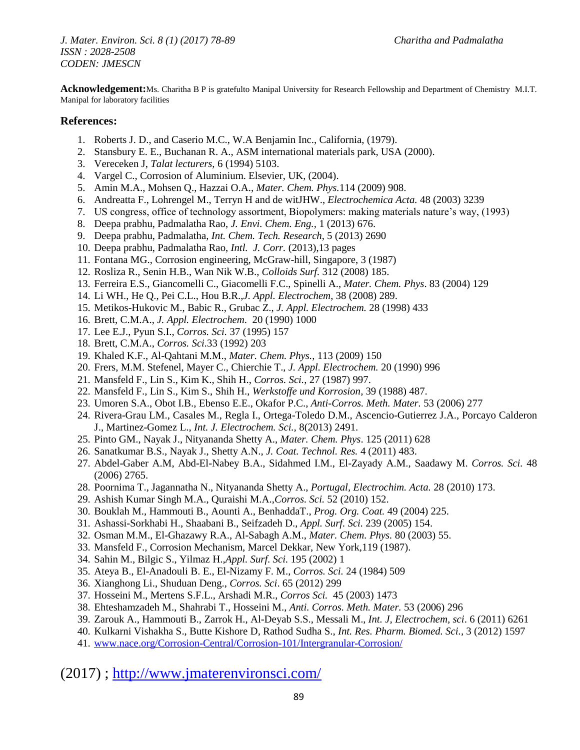**Acknowledgement:**Ms. Charitha B P is gratefulto Manipal University for Research Fellowship and Department of Chemistry M.I.T. Manipal for laboratory facilities

## References:

1. Roberts J. D., and Caserio M.C., W.A Benjamin Inc., California, (1979).
2. Stansbury E. E., Buchanan R. A., ASM international materials park, USA (2000).
3. Vereceken J, *Talat lecturers,* 6 (1994) 5103.
4. Vargel C., Corrosion of Aluminium. Elsevier, UK, (2004).
5. Amin M.A., Mohsen Q., Hazzai O.A., *Mater. Chem. Phys.*114 (2009) 908.
6. Andreatta F., Lohrengel M., Terryn H and de witJHW., *Electrochemica Acta.* 48 (2003) 3239
7. US congress, office of technology assortment, Biopolymers: making materials nature's way, (1993)
8. Deepa prabhu, Padmalatha Rao, *J. Envi. Chem. Eng.*, 1 (2013) 676.
9. Deepa prabhu, Padmalatha, *Int. Chem. Tech. Research*, 5 (2013) 2690
10. Deepa prabhu, Padmalatha Rao, *Intl. J. Corr.* (2013),13 pages
11. Fontana MG., Corrosion engineering, McGraw-hill, Singapore, 3 (1987)
12. Rosliza R., Senin H.B., Wan Nik W.B., *Colloids Surf.* 312 (2008) 185.
13. Ferreira E.S., Giancomelli C., Giacomelli F.C., Spinelli A., *Mater. Chem. Phys*. 83 (2004) 129
14. Li WH., He Q., Pei C.L., Hou B.R.,*J. Appl. Electrochem,* 38 (2008) 289.
15. Metikos-Hukovic M., Babic R., Grubac Z., *J. Appl. Electrochem.* 28 (1998) 433
16. Brett, C.M.A., *J. Appl. Electrochem*. 20 (1990) 1000
17. Lee E.J., Pyun S.I., *Corros. Sci.* 37 (1995) 157
18. Brett, C.M.A., *Corros. Sci.*33 (1992) 203
19. Khaled K.F., Al-Qahtani M.M., *Mater. Chem. Phys.*, 113 (2009) 150
20. Frers, M.M. Stefenel, Mayer C., Chierchie T., *J. Appl. Electrochem.* 20 (1990) 996
21. Mansfeld F., Lin S., Kim K., Shih H., *Corros. Sci.*, 27 (1987) 997.
22. Mansfeld F., Lin S., Kim S., Shih H., *Werkstoffe und Korrosion,* 39 (1988) 487.
23. Umoren S.A., Obot I.B., Ebenso E.E., Okafor P.C., *Anti-Corros. Meth. Mater.* 53 (2006) 277
24. Rivera-Grau LM., Casales M., Regla I., Ortega-Toledo D.M., Ascencio-Gutierrez J.A., Porcayo Calderon J., Martinez-Gomez L., *Int. J. Electrochem. Sci.,* 8(2013) 2491.
25. Pinto GM., Nayak J., Nityananda Shetty A., *Mater. Chem. Phys*. 125 (2011) 628
26. Sanatkumar B.S., Nayak J., Shetty A.N., *J. Coat. Technol. Res.* 4 (2011) 483.
27. Abdel-Gaber A.M, Abd-El-Nabey B.A., Sidahmed I.M., El-Zayady A.M., Saadawy M. *Corros. Sci.* 48 (2006) 2765.
28. Poornima T., Jagannatha N., Nityananda Shetty A., *Portugal, Electrochim. Acta.* 28 (2010) 173.
29. Ashish Kumar Singh M.A., Quraishi M.A.,*Corros. Sci.* 52 (2010) 152.
30. Bouklah M., Hammouti B., Aounti A., BenhaddaT., *Prog. Org. Coat.* 49 (2004) 225.
31. Ashassi-Sorkhabi H., Shaabani B., Seifzadeh D., *Appl. Surf. Sci.* 239 (2005) 154.
32. Osman M.M., El-Ghazawy R.A., Al-Sabagh A.M., *Mater. Chem. Phys.* 80 (2003) 55.
33. Mansfeld F., Corrosion Mechanism, Marcel Dekkar, New York,119 (1987).
34. Sahin M., Bilgic S., Yilmaz H.,*Appl. Surf. Sci.* 195 (2002) 1
35. Ateya B., El-Anadouli B. E., El-Nizamy F. M., *Corros. Sci.* 24 (1984) 509
36. Xianghong Li., Shuduan Deng., *Corros. Sci*. 65 (2012) 299
37. Hosseini M., Mertens S.F.L., Arshadi M.R., *Corros Sci.* 45 (2003) 1473
38. Ehteshamzadeh M., Shahrabi T., Hosseini M., *Anti. Corros. Meth. Mater.* 53 (2006) 296
39. Zarouk A., Hammouti B., Zarrok H., Al-Deyab S.S., Messali M., *Int. J, Electrochem, sci*. 6 (2011) 6261
40. Kulkarni Vishakha S., Butte Kishore D, Rathod Sudha S., *Int. Res. Pharm. Biomed. Sci.,* 3 (2012) 1597
41. www.nace.org/Corrosion-Central/Corrosion-101/Intergranular-Corrosion/